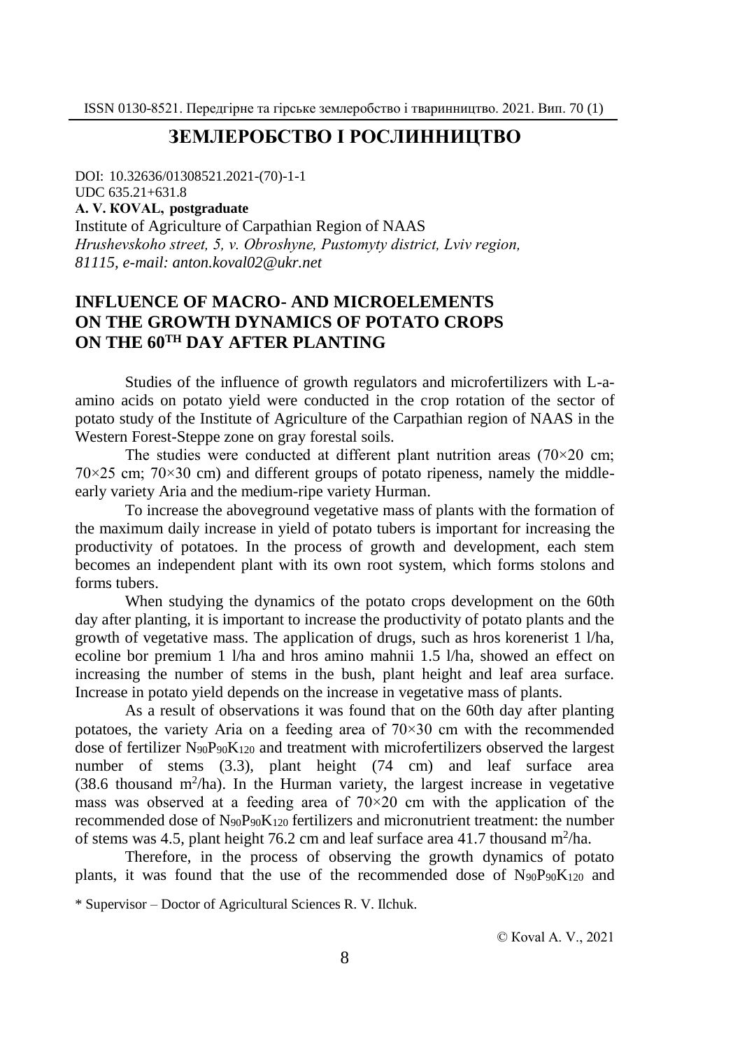# ЗЕМЛЕРОБСТВО І РОСЛИННИЦТВО

DOI: 10.32636/01308521.2021-(70)-1-1
UDC 635.21+631.8
**A. V. KOVAL, postgraduate**
Institute of Agriculture of Carpathian Region of NAAS
*Hrushevskoho street, 5, v. Obroshyne, Pustomyty district, Lviv region, 81115, e-mail: anton.koval02@ukr.net*

## INFLUENCE OF MACRO- AND MICROELEMENTS ON THE GROWTH DYNAMICS OF POTATO CROPS ON THE 60[TH] DAY AFTER PLANTING

Studies of the influence of growth regulators and microfertilizers with L-a-amino acids on potato yield were conducted in the crop rotation of the sector of potato study of the Institute of Agriculture of the Carpathian region of NAAS in the Western Forest-Steppe zone on gray forestal soils.

The studies were conducted at different plant nutrition areas (70×20 cm; 70×25 cm; 70×30 cm) and different groups of potato ripeness, namely the middle-early variety Aria and the medium-ripe variety Hurman.

To increase the aboveground vegetative mass of plants with the formation of the maximum daily increase in yield of potato tubers is important for increasing the productivity of potatoes. In the process of growth and development, each stem becomes an independent plant with its own root system, which forms stolons and forms tubers.

When studying the dynamics of the potato crops development on the 60th day after planting, it is important to increase the productivity of potato plants and the growth of vegetative mass. The application of drugs, such as hros korenerist 1 l/ha, ecoline bor premium 1 l/ha and hros amino mahnii 1.5 l/ha, showed an effect on increasing the number of stems in the bush, plant height and leaf area surface. Increase in potato yield depends on the increase in vegetative mass of plants.

As a result of observations it was found that on the 60th day after planting potatoes, the variety Aria on a feeding area of 70×30 cm with the recommended dose of fertilizer $N_{90}P_{90}K_{120}$ and treatment with microfertilizers observed the largest number of stems (3.3), plant height (74 cm) and leaf surface area (38.6 thousand $m^2$/ha). In the Hurman variety, the largest increase in vegetative mass was observed at a feeding area of 70×20 cm with the application of the recommended dose of $N_{90}P_{90}K_{120}$ fertilizers and micronutrient treatment: the number of stems was 4.5, plant height 76.2 cm and leaf surface area 41.7 thousand $m^2$/ha.

Therefore, in the process of observing the growth dynamics of potato plants, it was found that the use of the recommended dose of $N_{90}P_{90}K_{120}$ and

\* Supervisor – Doctor of Agricultural Sciences R. V. Ilchuk.

© Koval A. V., 2021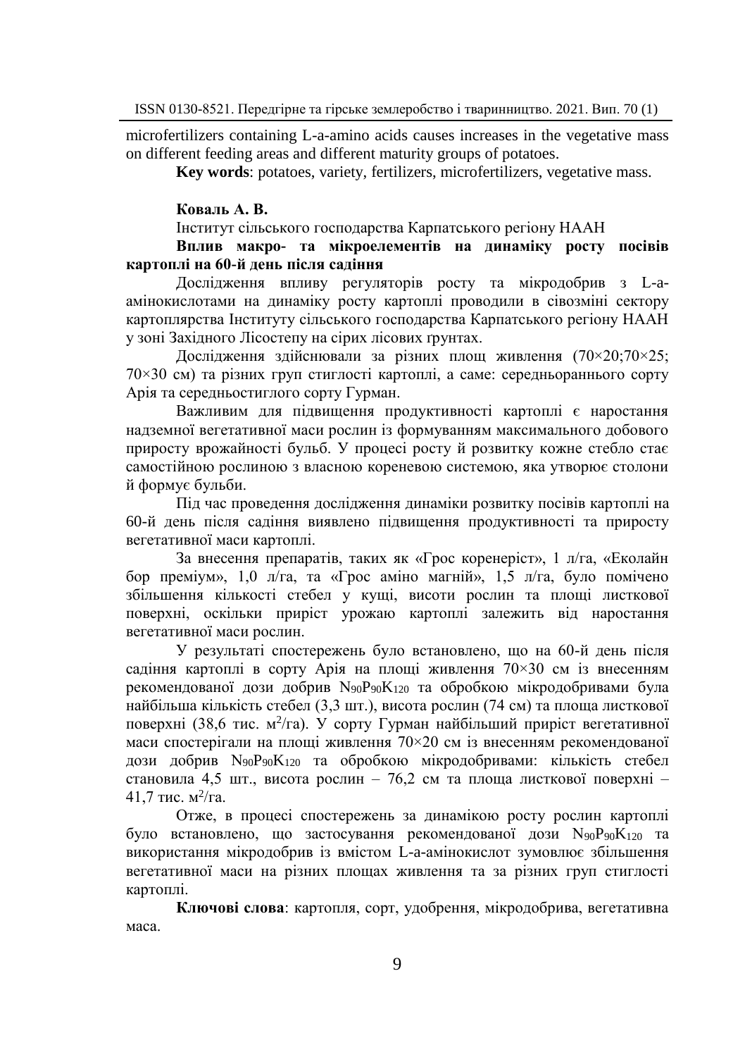microfertilizers containing L-a-amino acids causes increases in the vegetative mass on different feeding areas and different maturity groups of potatoes.

**Key words**: potatoes, variety, fertilizers, microfertilizers, vegetative mass.

**Коваль А. В.**

Інститут сільського господарства Карпатського регіону НААН

**Вплив макро- та мікроелементів на динаміку росту посівів картоплі на 60-й день після садіння**

Дослідження впливу регуляторів росту та мікродобрив з L-а-амінокислотами на динаміку росту картоплі проводили в сівозміні сектору картоплярства Інституту сільського господарства Карпатського регіону НААН у зоні Західного Лісостепу на сірих лісових ґрунтах.

Дослідження здійснювали за різних площ живлення (70×20;70×25; 70×30 см) та різних груп стиглості картоплі, а саме: середньораннього сорту Арія та середньостиглого сорту Гурман.

Важливим для підвищення продуктивності картоплі є наростання надземної вегетативної маси рослин із формуванням максимального добового приросту врожайності бульб. У процесі росту й розвитку кожне стебло стає самостійною рослиною з власною кореневою системою, яка утворює столони й формує бульби.

Під час проведення дослідження динаміки розвитку посівів картоплі на 60-й день після садіння виявлено підвищення продуктивності та приросту вегетативної маси картоплі.

За внесення препаратів, таких як «Грос коренеріст», 1 л/га, «Еколайн бор преміум», 1,0 л/га, та «Грос аміно магній», 1,5 л/га, було помічено збільшення кількості стебел у кущі, висоти рослин та площі листкової поверхні, оскільки приріст урожаю картоплі залежить від наростання вегетативної маси рослин.

У результаті спостережень було встановлено, що на 60-й день після садіння картоплі в сорту Арія на площі живлення 70×30 см із внесенням рекомендованої дози добрив $N_{90}P_{90}K_{120}$ та обробкою мікродобривами була найбільша кількість стебел (3,3 шт.), висота рослин (74 см) та площа листкової поверхні (38,6 тис. м$^2$/га). У сорту Гурман найбільший приріст вегетативної маси спостерігали на площі живлення 70×20 см із внесенням рекомендованої дози добрив $N_{90}P_{90}K_{120}$ та обробкою мікродобривами: кількість стебел становила 4,5 шт., висота рослин – 76,2 см та площа листкової поверхні – 41,7 тис. м$^2$/га.

Отже, в процесі спостережень за динамікою росту рослин картоплі було встановлено, що застосування рекомендованої дози $N_{90}P_{90}K_{120}$ та використання мікродобрив із вмістом L-а-амінокислот зумовлює збільшення вегетативної маси на різних площах живлення та за різних груп стиглості картоплі.

**Ключові слова**: картопля, сорт, удобрення, мікродобрива, вегетативна маса.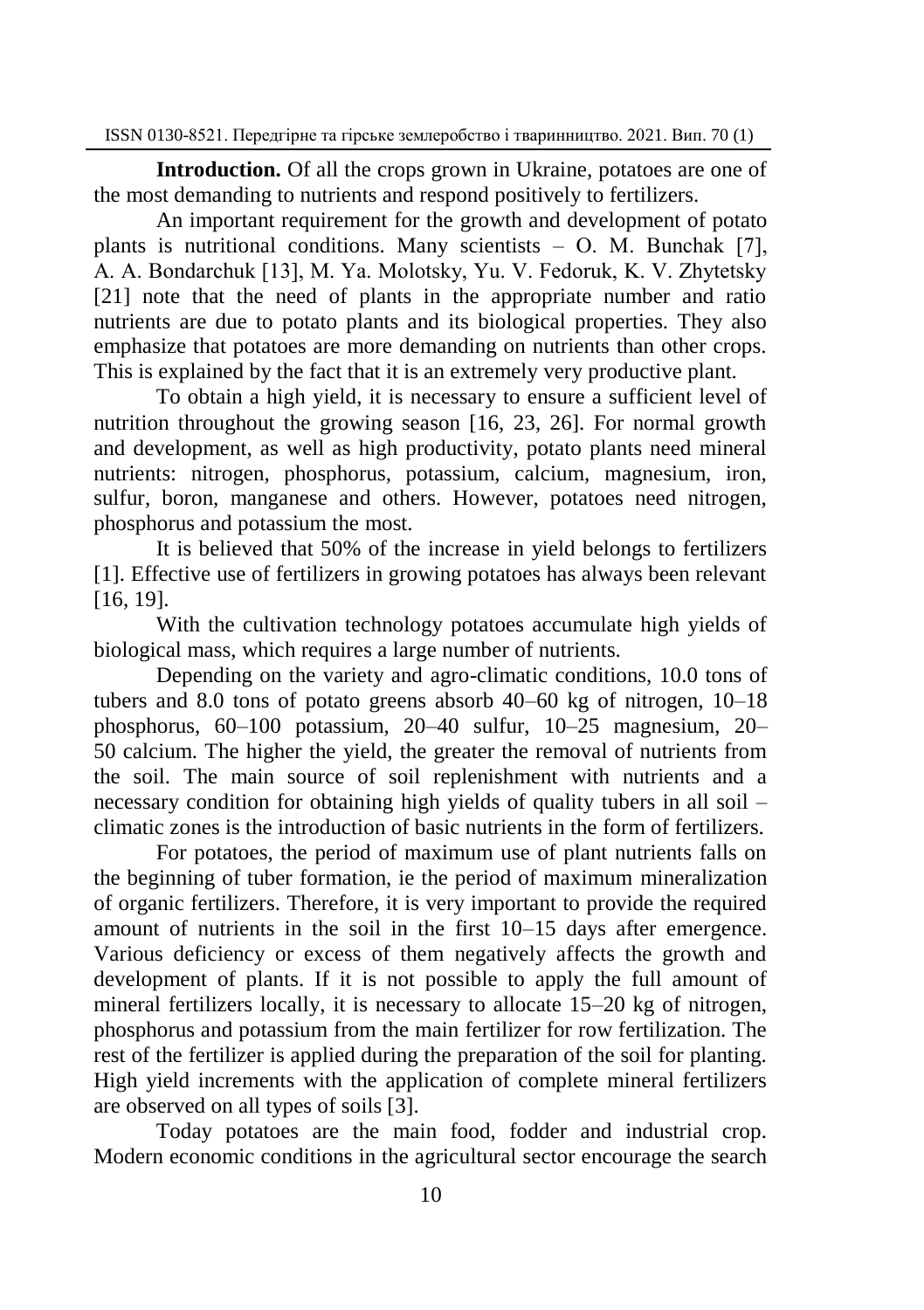**Introduction.** Of all the crops grown in Ukraine, potatoes are one of the most demanding to nutrients and respond positively to fertilizers.

An important requirement for the growth and development of potato plants is nutritional conditions. Many scientists – O. M. Bunchak [7], A. A. Bondarchuk [13], M. Ya. Molotsky, Yu. V. Fedoruk, K. V. Zhytetsky [21] note that the need of plants in the appropriate number and ratio nutrients are due to potato plants and its biological properties. They also emphasize that potatoes are more demanding on nutrients than other crops. This is explained by the fact that it is an extremely very productive plant.

To obtain a high yield, it is necessary to ensure a sufficient level of nutrition throughout the growing season [16, 23, 26]. For normal growth and development, as well as high productivity, potato plants need mineral nutrients: nitrogen, phosphorus, potassium, calcium, magnesium, iron, sulfur, boron, manganese and others. However, potatoes need nitrogen, phosphorus and potassium the most.

It is believed that 50% of the increase in yield belongs to fertilizers [1]. Effective use of fertilizers in growing potatoes has always been relevant [16, 19].

With the cultivation technology potatoes accumulate high yields of biological mass, which requires a large number of nutrients.

Depending on the variety and agro-climatic conditions, 10.0 tons of tubers and 8.0 tons of potato greens absorb 40–60 kg of nitrogen, 10–18 phosphorus, 60–100 potassium, 20–40 sulfur, 10–25 magnesium, 20–50 calcium. The higher the yield, the greater the removal of nutrients from the soil. The main source of soil replenishment with nutrients and a necessary condition for obtaining high yields of quality tubers in all soil – climatic zones is the introduction of basic nutrients in the form of fertilizers.

For potatoes, the period of maximum use of plant nutrients falls on the beginning of tuber formation, ie the period of maximum mineralization of organic fertilizers. Therefore, it is very important to provide the required amount of nutrients in the soil in the first 10–15 days after emergence. Various deficiency or excess of them negatively affects the growth and development of plants. If it is not possible to apply the full amount of mineral fertilizers locally, it is necessary to allocate 15–20 kg of nitrogen, phosphorus and potassium from the main fertilizer for row fertilization. The rest of the fertilizer is applied during the preparation of the soil for planting. High yield increments with the application of complete mineral fertilizers are observed on all types of soils [3].

Today potatoes are the main food, fodder and industrial crop. Modern economic conditions in the agricultural sector encourage the search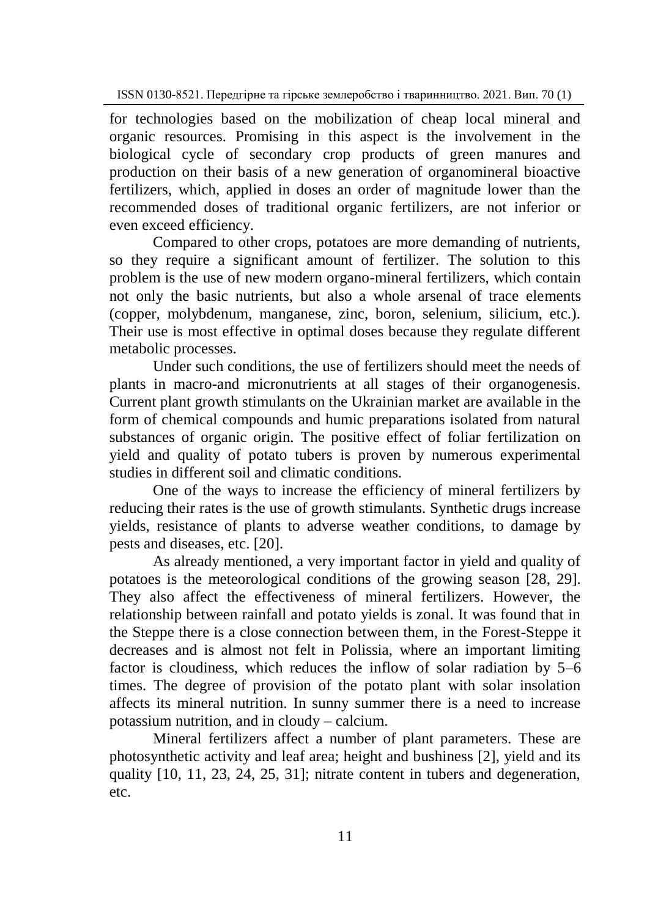for technologies based on the mobilization of cheap local mineral and organic resources. Promising in this aspect is the involvement in the biological cycle of secondary crop products of green manures and production on their basis of a new generation of organomineral bioactive fertilizers, which, applied in doses an order of magnitude lower than the recommended doses of traditional organic fertilizers, are not inferior or even exceed efficiency.

Compared to other crops, potatoes are more demanding of nutrients, so they require a significant amount of fertilizer. The solution to this problem is the use of new modern organo-mineral fertilizers, which contain not only the basic nutrients, but also a whole arsenal of trace elements (copper, molybdenum, manganese, zinc, boron, selenium, silicium, etc.). Their use is most effective in optimal doses because they regulate different metabolic processes.

Under such conditions, the use of fertilizers should meet the needs of plants in macro-and micronutrients at all stages of their organogenesis. Current plant growth stimulants on the Ukrainian market are available in the form of chemical compounds and humic preparations isolated from natural substances of organic origin. The positive effect of foliar fertilization on yield and quality of potato tubers is proven by numerous experimental studies in different soil and climatic conditions.

One of the ways to increase the efficiency of mineral fertilizers by reducing their rates is the use of growth stimulants. Synthetic drugs increase yields, resistance of plants to adverse weather conditions, to damage by pests and diseases, etc. [20].

As already mentioned, a very important factor in yield and quality of potatoes is the meteorological conditions of the growing season [28, 29]. They also affect the effectiveness of mineral fertilizers. However, the relationship between rainfall and potato yields is zonal. It was found that in the Steppe there is a close connection between them, in the Forest-Steppe it decreases and is almost not felt in Polissia, where an important limiting factor is cloudiness, which reduces the inflow of solar radiation by 5–6 times. The degree of provision of the potato plant with solar insolation affects its mineral nutrition. In sunny summer there is a need to increase potassium nutrition, and in cloudy – calcium.

Mineral fertilizers affect a number of plant parameters. These are photosynthetic activity and leaf area; height and bushiness [2], yield and its quality [10, 11, 23, 24, 25, 31]; nitrate content in tubers and degeneration, etc.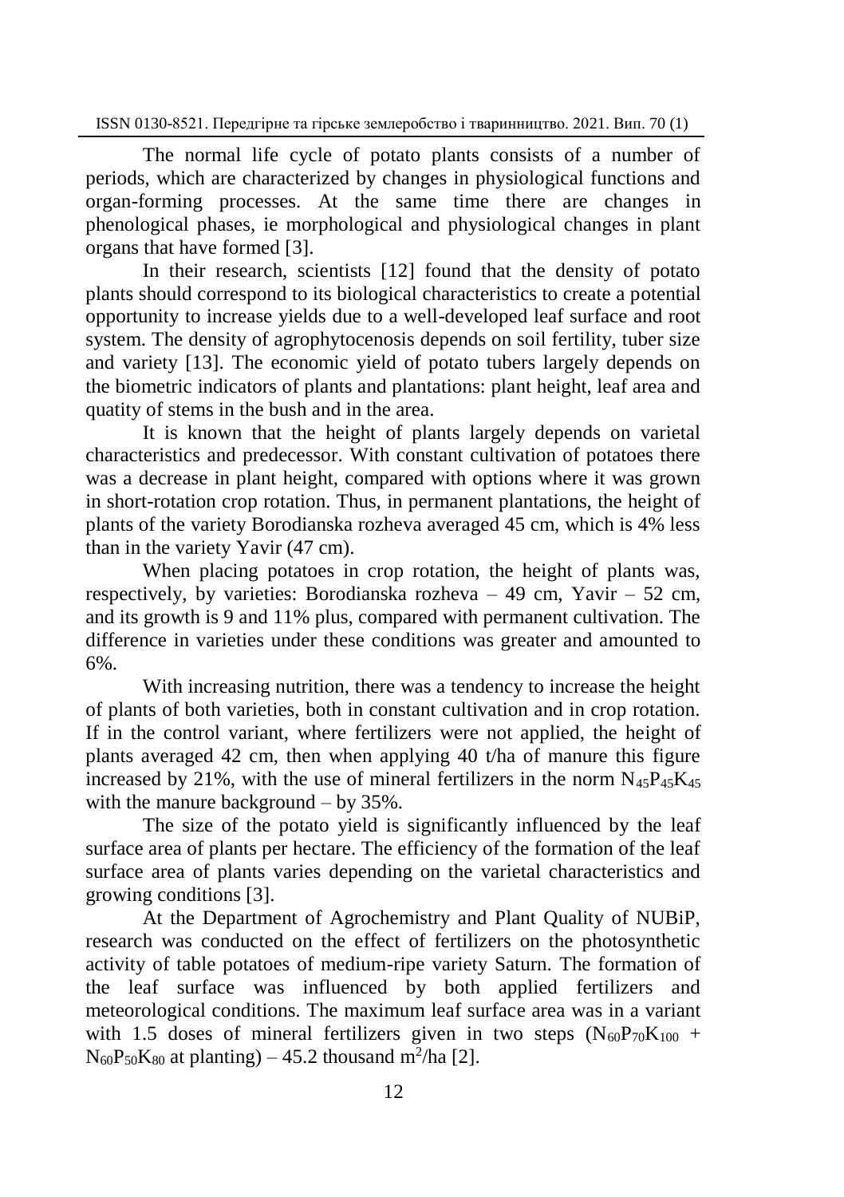The normal life cycle of potato plants consists of a number of periods, which are characterized by changes in physiological functions and organ-forming processes. At the same time there are changes in phenological phases, ie morphological and physiological changes in plant organs that have formed [3].

In their research, scientists [12] found that the density of potato plants should correspond to its biological characteristics to create a potential opportunity to increase yields due to a well-developed leaf surface and root system. The density of agrophytocenosis depends on soil fertility, tuber size and variety [13]. The economic yield of potato tubers largely depends on the biometric indicators of plants and plantations: plant height, leaf area and quatity of stems in the bush and in the area.

It is known that the height of plants largely depends on varietal characteristics and predecessor. With constant cultivation of potatoes there was a decrease in plant height, compared with options where it was grown in short-rotation crop rotation. Thus, in permanent plantations, the height of plants of the variety Borodianska rozheva averaged 45 cm, which is 4% less than in the variety Yavir (47 cm).

When placing potatoes in crop rotation, the height of plants was, respectively, by varieties: Borodianska rozheva – 49 cm, Yavir – 52 cm, and its growth is 9 and 11% plus, compared with permanent cultivation. The difference in varieties under these conditions was greater and amounted to 6%.

With increasing nutrition, there was a tendency to increase the height of plants of both varieties, both in constant cultivation and in crop rotation. If in the control variant, where fertilizers were not applied, the height of plants averaged 42 cm, then when applying 40 t/ha of manure this figure increased by 21%, with the use of mineral fertilizers in the norm $N_{45}P_{45}K_{45}$ with the manure background – by 35%.

The size of the potato yield is significantly influenced by the leaf surface area of plants per hectare. The efficiency of the formation of the leaf surface area of plants varies depending on the varietal characteristics and growing conditions [3].

At the Department of Agrochemistry and Plant Quality of NUBiP, research was conducted on the effect of fertilizers on the photosynthetic activity of table potatoes of medium-ripe variety Saturn. The formation of the leaf surface was influenced by both applied fertilizers and meteorological conditions. The maximum leaf surface area was in a variant with 1.5 doses of mineral fertilizers given in two steps ($N_{60}P_{70}K_{100}$ + $N_{60}P_{50}K_{80}$ at planting) – 45.2 thousand $m^2$/ha [2].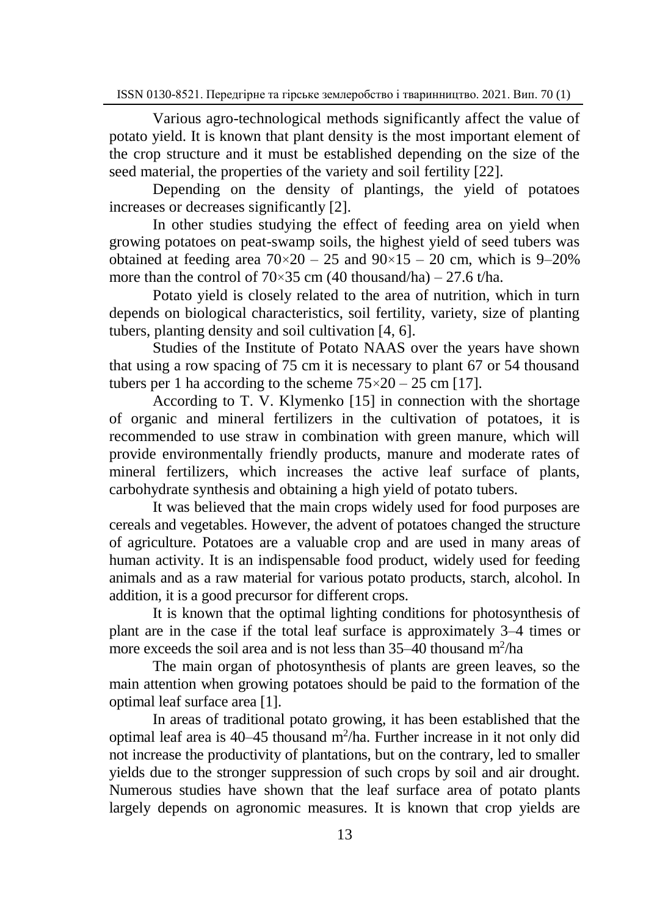Various agro-technological methods significantly affect the value of potato yield. It is known that plant density is the most important element of the crop structure and it must be established depending on the size of the seed material, the properties of the variety and soil fertility [22].

Depending on the density of plantings, the yield of potatoes increases or decreases significantly [2].

In other studies studying the effect of feeding area on yield when growing potatoes on peat-swamp soils, the highest yield of seed tubers was obtained at feeding area 70×20 – 25 and 90×15 – 20 cm, which is 9–20% more than the control of 70×35 cm (40 thousand/ha) – 27.6 t/ha.

Potato yield is closely related to the area of nutrition, which in turn depends on biological characteristics, soil fertility, variety, size of planting tubers, planting density and soil cultivation [4, 6].

Studies of the Institute of Potato NAAS over the years have shown that using a row spacing of 75 cm it is necessary to plant 67 or 54 thousand tubers per 1 ha according to the scheme 75×20 – 25 cm [17].

According to T. V. Klymenko [15] in connection with the shortage of organic and mineral fertilizers in the cultivation of potatoes, it is recommended to use straw in combination with green manure, which will provide environmentally friendly products, manure and moderate rates of mineral fertilizers, which increases the active leaf surface of plants, carbohydrate synthesis and obtaining a high yield of potato tubers.

It was believed that the main crops widely used for food purposes are cereals and vegetables. However, the advent of potatoes changed the structure of agriculture. Potatoes are a valuable crop and are used in many areas of human activity. It is an indispensable food product, widely used for feeding animals and as a raw material for various potato products, starch, alcohol. In addition, it is a good precursor for different crops.

It is known that the optimal lighting conditions for photosynthesis of plant are in the case if the total leaf surface is approximately 3–4 times or more exceeds the soil area and is not less than 35–40 thousand $m^2$/ha

The main organ of photosynthesis of plants are green leaves, so the main attention when growing potatoes should be paid to the formation of the optimal leaf surface area [1].

In areas of traditional potato growing, it has been established that the optimal leaf area is 40–45 thousand $m^2$/ha. Further increase in it not only did not increase the productivity of plantations, but on the contrary, led to smaller yields due to the stronger suppression of such crops by soil and air drought. Numerous studies have shown that the leaf surface area of potato plants largely depends on agronomic measures. It is known that crop yields are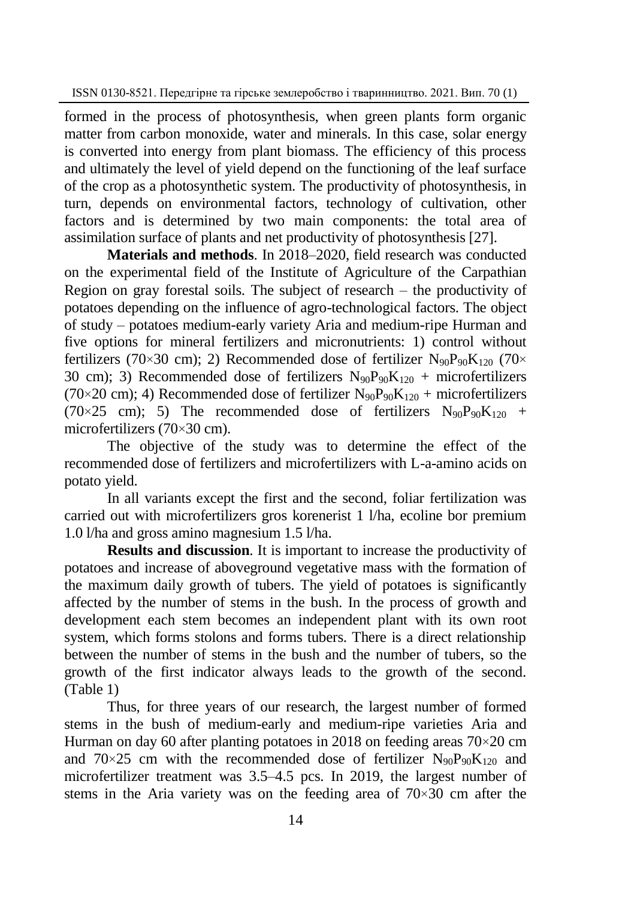formed in the process of photosynthesis, when green plants form organic matter from carbon monoxide, water and minerals. In this case, solar energy is converted into energy from plant biomass. The efficiency of this process and ultimately the level of yield depend on the functioning of the leaf surface of the crop as a photosynthetic system. The productivity of photosynthesis, in turn, depends on environmental factors, technology of cultivation, other factors and is determined by two main components: the total area of assimilation surface of plants and net productivity of photosynthesis [27].

**Materials and methods**. In 2018–2020, field research was conducted on the experimental field of the Institute of Agriculture of the Carpathian Region on gray forestal soils. The subject of research – the productivity of potatoes depending on the influence of agro-technological factors. The object of study – potatoes medium-early variety Aria and medium-ripe Hurman and five options for mineral fertilizers and micronutrients: 1) control without fertilizers (70×30 cm); 2) Recommended dose of fertilizer $N_{90}P_{90}K_{120}$ (70× 30 cm); 3) Recommended dose of fertilizers $N_{90}P_{90}K_{120}$ + microfertilizers (70×20 cm); 4) Recommended dose of fertilizer $N_{90}P_{90}K_{120}$ + microfertilizers (70×25 cm); 5) The recommended dose of fertilizers $N_{90}P_{90}K_{120}$ + microfertilizers (70×30 cm).

The objective of the study was to determine the effect of the recommended dose of fertilizers and microfertilizers with L-a-amino acids on potato yield.

In all variants except the first and the second, foliar fertilization was carried out with microfertilizers gros korenerist 1 l/ha, ecoline bor premium 1.0 l/ha and gross amino magnesium 1.5 l/ha.

**Results and discussion**. It is important to increase the productivity of potatoes and increase of aboveground vegetative mass with the formation of the maximum daily growth of tubers. The yield of potatoes is significantly affected by the number of stems in the bush. In the process of growth and development each stem becomes an independent plant with its own root system, which forms stolons and forms tubers. There is a direct relationship between the number of stems in the bush and the number of tubers, so the growth of the first indicator always leads to the growth of the second. (Table 1)

Thus, for three years of our research, the largest number of formed stems in the bush of medium-early and medium-ripe varieties Aria and Hurman on day 60 after planting potatoes in 2018 on feeding areas 70×20 cm and 70×25 cm with the recommended dose of fertilizer $N_{90}P_{90}K_{120}$ and microfertilizer treatment was 3.5–4.5 pcs. In 2019, the largest number of stems in the Aria variety was on the feeding area of 70×30 cm after the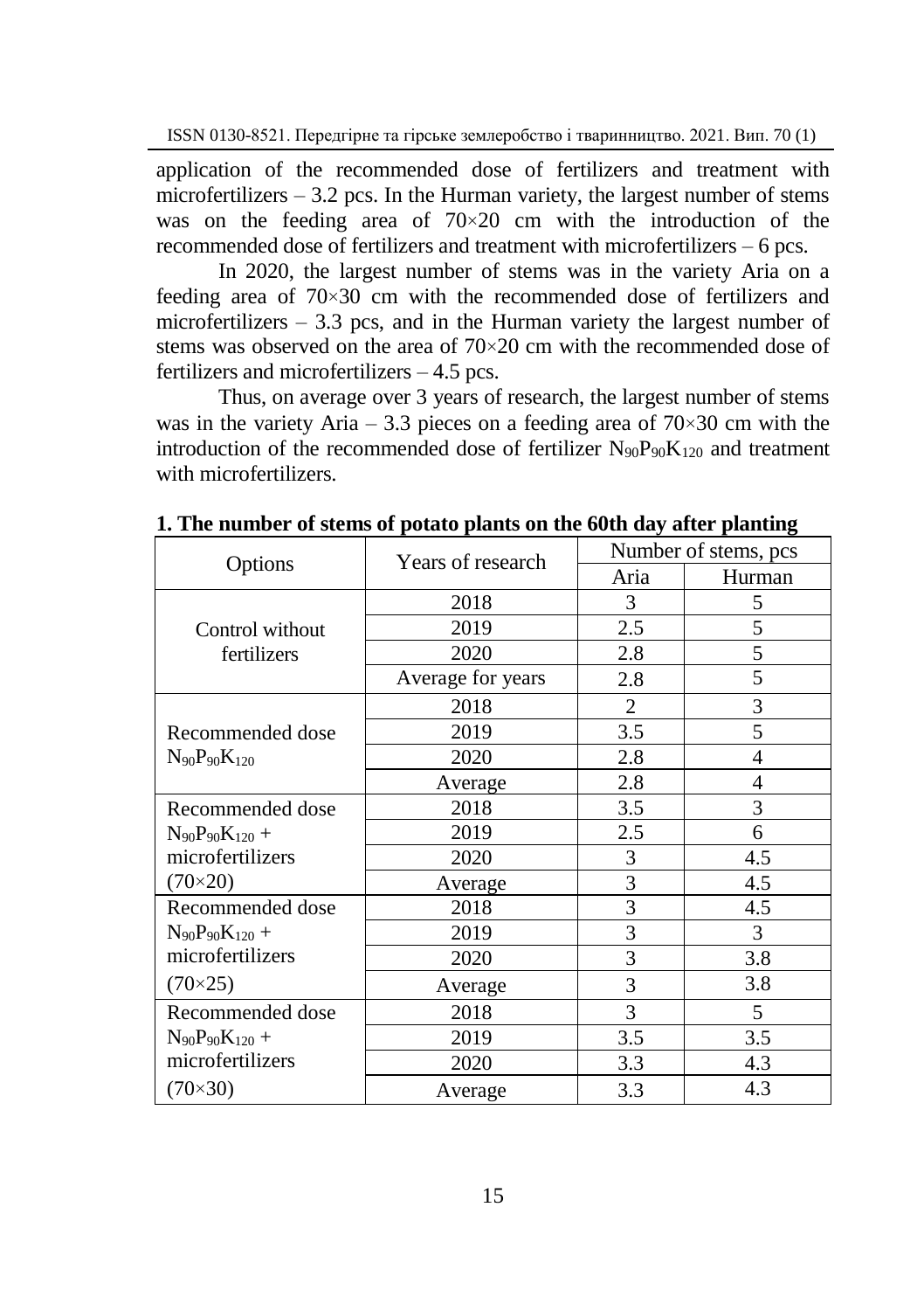application of the recommended dose of fertilizers and treatment with microfertilizers – 3.2 pcs. In the Hurman variety, the largest number of stems was on the feeding area of 70×20 cm with the introduction of the recommended dose of fertilizers and treatment with microfertilizers – 6 pcs.

In 2020, the largest number of stems was in the variety Aria on a feeding area of 70×30 cm with the recommended dose of fertilizers and microfertilizers – 3.3 pcs, and in the Hurman variety the largest number of stems was observed on the area of 70×20 cm with the recommended dose of fertilizers and microfertilizers – 4.5 pcs.

Thus, on average over 3 years of research, the largest number of stems was in the variety Aria – 3.3 pieces on a feeding area of 70×30 cm with the introduction of the recommended dose of fertilizer $N_{90}P_{90}K_{120}$ and treatment with microfertilizers.

**1. The number of stems of potato plants on the 60th day after planting**

| Options | Years of research | Number of stems, pcs | |
|---|---|---|---|
| | | Aria | Hurman |
| Control without fertilizers | 2018 | 3 | 5 |
| | 2019 | 2.5 | 5 |
| | 2020 | 2.8 | 5 |
| | Average for years | 2.8 | 5 |
| Recommended dose $N_{90}P_{90}K_{120}$ | 2018 | 2 | 3 |
| | 2019 | 3.5 | 5 |
| | 2020 | 2.8 | 4 |
| | Average | 2.8 | 4 |
| Recommended dose $N_{90}P_{90}K_{120}$ + microfertilizers (70×20) | 2018 | 3.5 | 3 |
| | 2019 | 2.5 | 6 |
| | 2020 | 3 | 4.5 |
| | Average | 3 | 4.5 |
| Recommended dose $N_{90}P_{90}K_{120}$ + microfertilizers (70×25) | 2018 | 3 | 4.5 |
| | 2019 | 3 | 3 |
| | 2020 | 3 | 3.8 |
| | Average | 3 | 3.8 |
| Recommended dose $N_{90}P_{90}K_{120}$ + microfertilizers (70×30) | 2018 | 3 | 5 |
| | 2019 | 3.5 | 3.5 |
| | 2020 | 3.3 | 4.3 |
| | Average | 3.3 | 4.3 |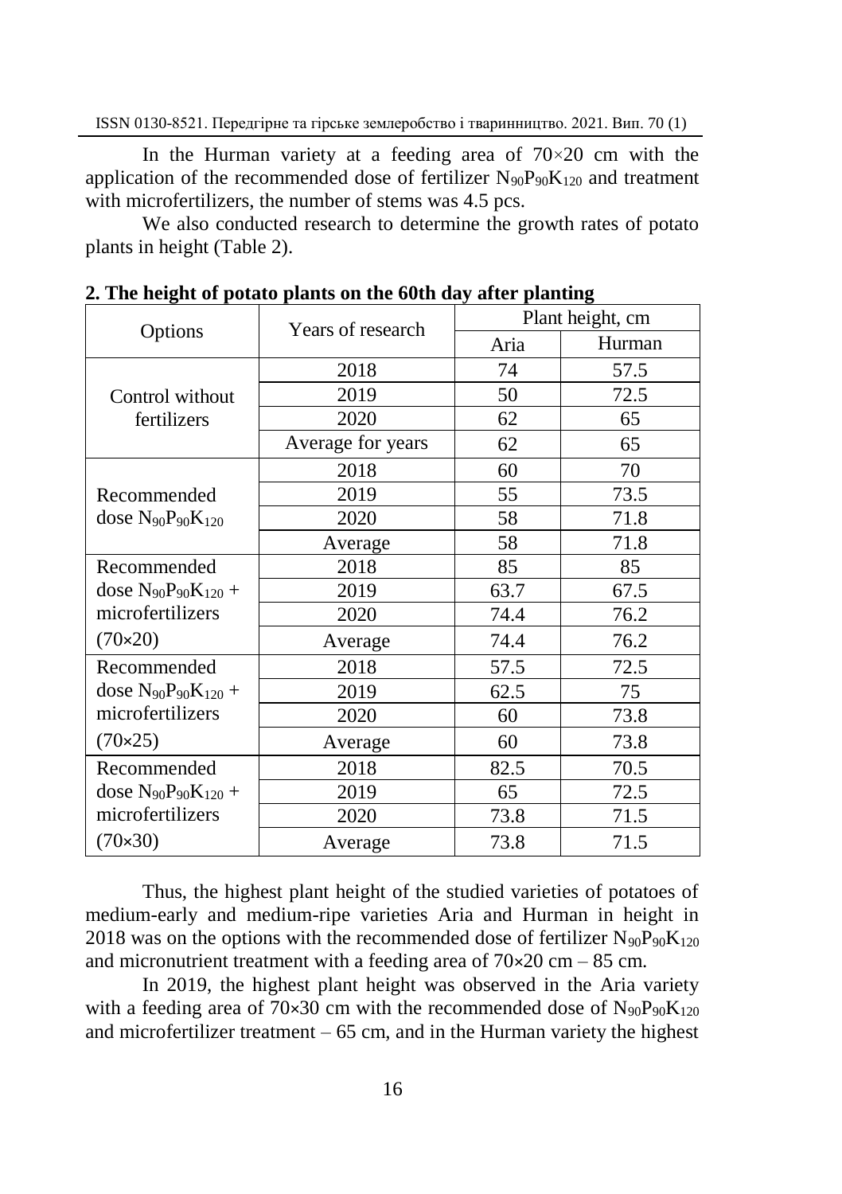In the Hurman variety at a feeding area of 70×20 cm with the application of the recommended dose of fertilizer $N_{90}P_{90}K_{120}$ and treatment with microfertilizers, the number of stems was 4.5 pcs.

We also conducted research to determine the growth rates of potato plants in height (Table 2).

**2. The height of potato plants on the 60th day after planting**

| Options | Years of research | Plant height, cm | |
|---|---|---|---|
| | | Aria | Hurman |
| Control without fertilizers | 2018 | 74 | 57.5 |
| | 2019 | 50 | 72.5 |
| | 2020 | 62 | 65 |
| | Average for years | 62 | 65 |
| Recommended dose $N_{90}P_{90}K_{120}$ | 2018 | 60 | 70 |
| | 2019 | 55 | 73.5 |
| | 2020 | 58 | 71.8 |
| | Average | 58 | 71.8 |
| Recommended dose $N_{90}P_{90}K_{120}$ + microfertilizers (70×20) | 2018 | 85 | 85 |
| | 2019 | 63.7 | 67.5 |
| | 2020 | 74.4 | 76.2 |
| | Average | 74.4 | 76.2 |
| Recommended dose $N_{90}P_{90}K_{120}$ + microfertilizers (70×25) | 2018 | 57.5 | 72.5 |
| | 2019 | 62.5 | 75 |
| | 2020 | 60 | 73.8 |
| | Average | 60 | 73.8 |
| Recommended dose $N_{90}P_{90}K_{120}$ + microfertilizers (70×30) | 2018 | 82.5 | 70.5 |
| | 2019 | 65 | 72.5 |
| | 2020 | 73.8 | 71.5 |
| | Average | 73.8 | 71.5 |

Thus, the highest plant height of the studied varieties of potatoes of medium-early and medium-ripe varieties Aria and Hurman in height in 2018 was on the options with the recommended dose of fertilizer $N_{90}P_{90}K_{120}$ and micronutrient treatment with a feeding area of 70×20 cm – 85 cm.

In 2019, the highest plant height was observed in the Aria variety with a feeding area of 70×30 cm with the recommended dose of $N_{90}P_{90}K_{120}$ and microfertilizer treatment – 65 cm, and in the Hurman variety the highest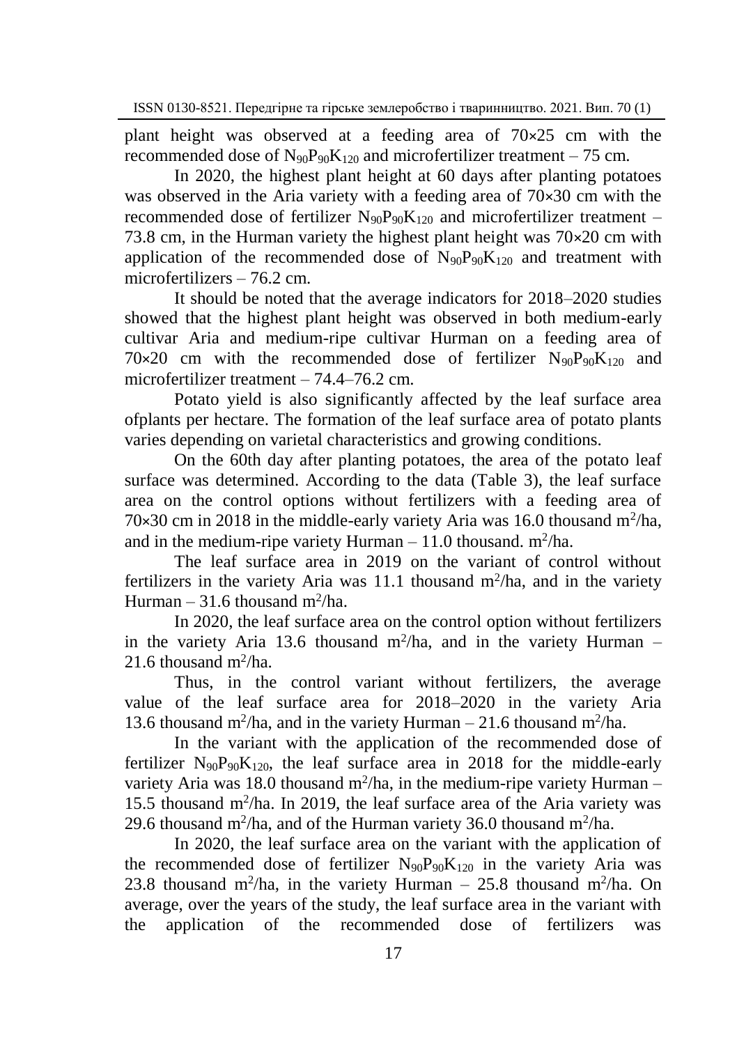plant height was observed at a feeding area of 70×25 cm with the recommended dose of $N_{90}P_{90}K_{120}$ and microfertilizer treatment – 75 cm.

In 2020, the highest plant height at 60 days after planting potatoes was observed in the Aria variety with a feeding area of 70×30 cm with the recommended dose of fertilizer $N_{90}P_{90}K_{120}$ and microfertilizer treatment – 73.8 cm, in the Hurman variety the highest plant height was 70×20 cm with application of the recommended dose of $N_{90}P_{90}K_{120}$ and treatment with microfertilizers – 76.2 cm.

It should be noted that the average indicators for 2018–2020 studies showed that the highest plant height was observed in both medium-early cultivar Aria and medium-ripe cultivar Hurman on a feeding area of 70×20 cm with the recommended dose of fertilizer $N_{90}P_{90}K_{120}$ and microfertilizer treatment – 74.4–76.2 cm.

Potato yield is also significantly affected by the leaf surface area ofplants per hectare. The formation of the leaf surface area of potato plants varies depending on varietal characteristics and growing conditions.

On the 60th day after planting potatoes, the area of the potato leaf surface was determined. According to the data (Table 3), the leaf surface area on the control options without fertilizers with a feeding area of 70×30 cm in 2018 in the middle-early variety Aria was 16.0 thousand $m^2$/ha, and in the medium-ripe variety Hurman – 11.0 thousand. $m^2$/ha.

The leaf surface area in 2019 on the variant of control without fertilizers in the variety Aria was 11.1 thousand $m^2$/ha, and in the variety Hurman – 31.6 thousand $m^2$/ha.

In 2020, the leaf surface area on the control option without fertilizers in the variety Aria 13.6 thousand $m^2$/ha, and in the variety Hurman – 21.6 thousand $m^2$/ha.

Thus, in the control variant without fertilizers, the average value of the leaf surface area for 2018–2020 in the variety Aria 13.6 thousand $m^2$/ha, and in the variety Hurman – 21.6 thousand $m^2$/ha.

In the variant with the application of the recommended dose of fertilizer $N_{90}P_{90}K_{120}$, the leaf surface area in 2018 for the middle-early variety Aria was 18.0 thousand $m^2$/ha, in the medium-ripe variety Hurman – 15.5 thousand $m^2$/ha. In 2019, the leaf surface area of the Aria variety was 29.6 thousand $m^2$/ha, and of the Hurman variety 36.0 thousand $m^2$/ha.

In 2020, the leaf surface area on the variant with the application of the recommended dose of fertilizer $N_{90}P_{90}K_{120}$ in the variety Aria was 23.8 thousand $m^2$/ha, in the variety Hurman – 25.8 thousand $m^2$/ha. On average, over the years of the study, the leaf surface area in the variant with the application of the recommended dose of fertilizers was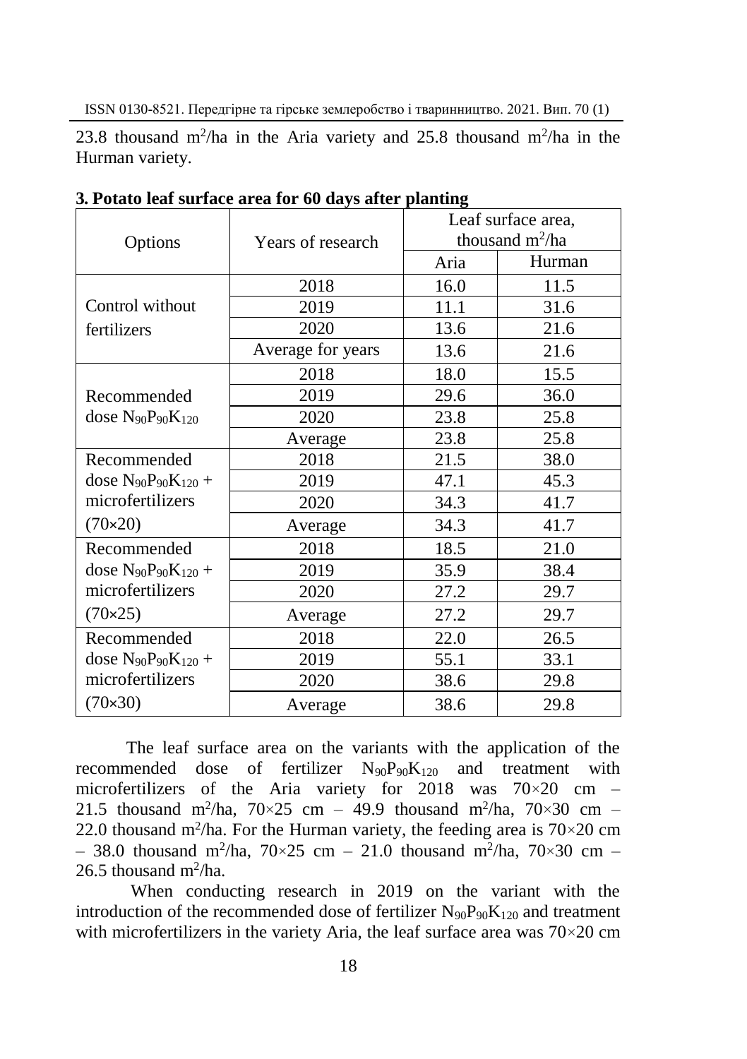23.8 thousand $m^2$/ha in the Aria variety and 25.8 thousand $m^2$/ha in the Hurman variety.

**3. Potato leaf surface area for 60 days after planting**

| Options | Years of research | Leaf surface area, thousand $m^2$/ha | |
|---|---|---|---|
| | | Aria | Hurman |
| Control without fertilizers | 2018 | 16.0 | 11.5 |
| | 2019 | 11.1 | 31.6 |
| | 2020 | 13.6 | 21.6 |
| | Average for years | 13.6 | 21.6 |
| Recommended dose $N_{90}P_{90}K_{120}$ | 2018 | 18.0 | 15.5 |
| | 2019 | 29.6 | 36.0 |
| | 2020 | 23.8 | 25.8 |
| | Average | 23.8 | 25.8 |
| Recommended dose $N_{90}P_{90}K_{120}$ + microfertilizers (70×20) | 2018 | 21.5 | 38.0 |
| | 2019 | 47.1 | 45.3 |
| | 2020 | 34.3 | 41.7 |
| | Average | 34.3 | 41.7 |
| Recommended dose $N_{90}P_{90}K_{120}$ + microfertilizers (70×25) | 2018 | 18.5 | 21.0 |
| | 2019 | 35.9 | 38.4 |
| | 2020 | 27.2 | 29.7 |
| | Average | 27.2 | 29.7 |
| Recommended dose $N_{90}P_{90}K_{120}$ + microfertilizers (70×30) | 2018 | 22.0 | 26.5 |
| | 2019 | 55.1 | 33.1 |
| | 2020 | 38.6 | 29.8 |
| | Average | 38.6 | 29.8 |

The leaf surface area on the variants with the application of the recommended dose of fertilizer $N_{90}P_{90}K_{120}$ and treatment with microfertilizers of the Aria variety for 2018 was 70×20 cm – 21.5 thousand $m^2$/ha, 70×25 cm – 49.9 thousand $m^2$/ha, 70×30 cm – 22.0 thousand $m^2$/ha. For the Hurman variety, the feeding area is 70×20 cm – 38.0 thousand $m^2$/ha, 70×25 cm – 21.0 thousand $m^2$/ha, 70×30 cm – 26.5 thousand $m^2$/ha.

When conducting research in 2019 on the variant with the introduction of the recommended dose of fertilizer $N_{90}P_{90}K_{120}$ and treatment with microfertilizers in the variety Aria, the leaf surface area was 70×20 cm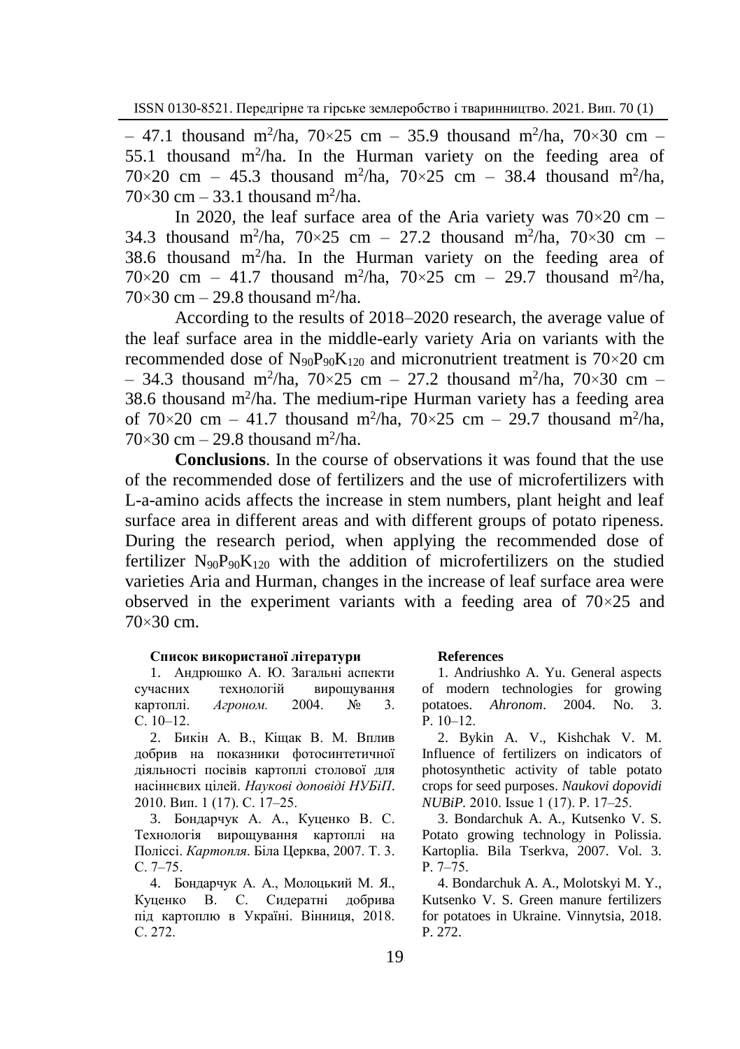– 47.1 thousand $m^2$/ha, 70×25 cm – 35.9 thousand $m^2$/ha, 70×30 cm – 55.1 thousand $m^2$/ha. In the Hurman variety on the feeding area of 70×20 cm – 45.3 thousand $m^2$/ha, 70×25 cm – 38.4 thousand $m^2$/ha, 70×30 cm – 33.1 thousand $m^2$/ha.

In 2020, the leaf surface area of the Aria variety was 70×20 cm – 34.3 thousand $m^2$/ha, 70×25 cm – 27.2 thousand $m^2$/ha, 70×30 cm – 38.6 thousand $m^2$/ha. In the Hurman variety on the feeding area of 70×20 cm – 41.7 thousand $m^2$/ha, 70×25 cm – 29.7 thousand $m^2$/ha, 70×30 cm – 29.8 thousand $m^2$/ha.

According to the results of 2018–2020 research, the average value of the leaf surface area in the middle-early variety Aria on variants with the recommended dose of $N_{90}P_{90}K_{120}$ and micronutrient treatment is 70×20 cm – 34.3 thousand $m^2$/ha, 70×25 cm – 27.2 thousand $m^2$/ha, 70×30 cm – 38.6 thousand $m^2$/ha. The medium-ripe Hurman variety has a feeding area of 70×20 cm – 41.7 thousand $m^2$/ha, 70×25 cm – 29.7 thousand $m^2$/ha, 70×30 cm – 29.8 thousand $m^2$/ha.

**Conclusions**. In the course of observations it was found that the use of the recommended dose of fertilizers and the use of microfertilizers with L-a-amino acids affects the increase in stem numbers, plant height and leaf surface area in different areas and with different groups of potato ripeness. During the research period, when applying the recommended dose of fertilizer $N_{90}P_{90}K_{120}$ with the addition of microfertilizers on the studied varieties Aria and Hurman, changes in the increase of leaf surface area were observed in the experiment variants with a feeding area of 70×25 and 70×30 cm.

**Список використаної літератури**

1. Андрюшко А. Ю. Загальні аспекти сучасних технологій вирощування картоплі. *Агроном.* 2004. № 3. С. 10–12.
2. Бикін А. В., Кіщак В. М. Вплив добрив на показники фотосинтетичної діяльності посівів картоплі столової для насіннєвих цілей. *Наукові доповіді НУБіП*. 2010. Вип. 1 (17). С. 17–25.
3. Бондарчук А. А., Куценко В. С. Технологія вирощування картоплі на Поліссі. *Картопля*. Біла Церква, 2007. Т. 3. С. 7–75.
4. Бондарчук А. А., Молоцький М. Я., Куценко В. С. Сидератні добрива під картоплю в Україні. Вінниця, 2018. С. 272.

**References**

1. Andriushko A. Yu. General aspects of modern technologies for growing potatoes. *Ahronom*. 2004. No. 3. P. 10–12.
2. Bykin A. V., Kishchak V. M. Influence of fertilizers on indicators of photosynthetic activity of table potato crops for seed purposes. *Naukovi dopovidi NUBiP*. 2010. Issue 1 (17). P. 17–25.
3. Bondarchuk A. A., Kutsenko V. S. Potato growing technology in Polissia. Kartoplia. Bila Tserkva, 2007. Vol. 3. P. 7–75.
4. Bondarchuk A. A., Molotskyi M. Y., Kutsenko V. S. Green manure fertilizers for potatoes in Ukraine. Vinnytsia, 2018. P. 272.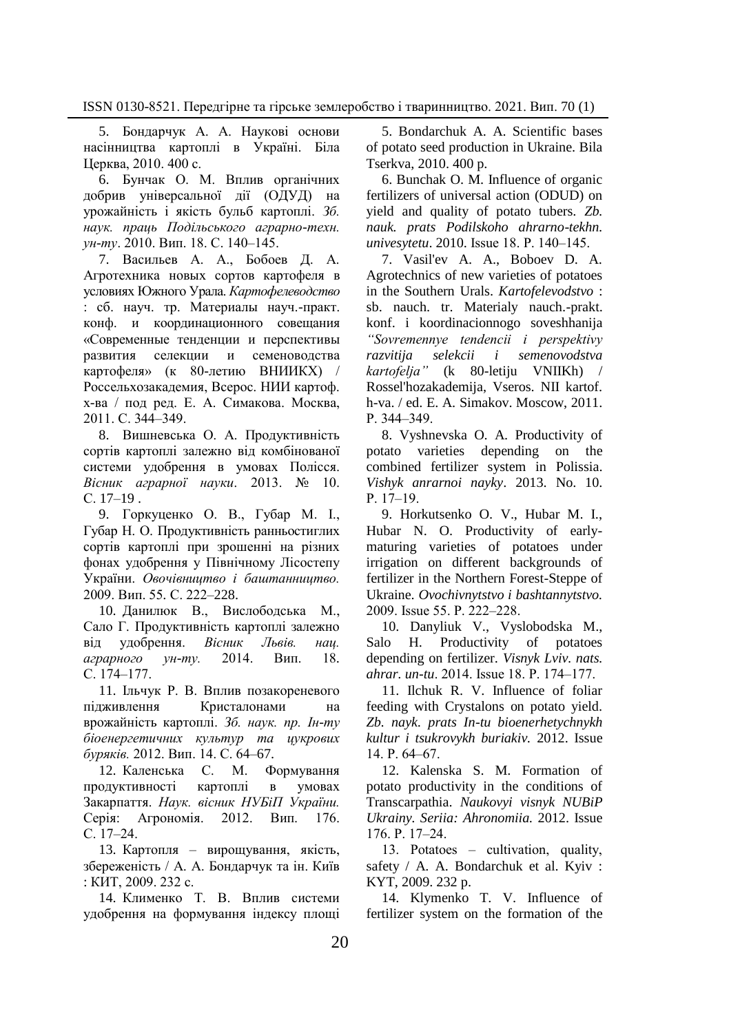5. Бондарчук А. А. Наукові основи насінництва картоплі в Україні. Біла Церква, 2010. 400 с.

6. Бунчак О. М. Вплив органічних добрив універсальної дії (ОДУД) на урожайність і якість бульб картоплі. *Зб. наук. праць Подільського аграрно-техн. ун-ту*. 2010. Вип. 18. С. 140–145.

7. Васильев А. А., Бобоев Д. А. Агротехника новых сортов картофеля в условиях Южного Урала. *Картофелеводство* : сб. науч. тр. Материалы науч.-практ. конф. и координационного совещания «Современные тенденции и перспективы развития селекции и семеноводства картофеля» (к 80-летию ВНИИКХ) / Россельхозакадемия, Всерос. НИИ картоф. х-ва / под ред. Е. А. Симакова. Москва, 2011. С. 344–349.

8. Вишневська О. А. Продуктивність сортів картоплі залежно від комбінованої системи удобрення в умовах Полісся. *Вісник аграрної науки*. 2013. № 10. С. 17–19 .

9. Горкуценко О. В., Губар М. І., Губар Н. О. Продуктивність ранньостиглих сортів картоплі при зрошенні на різних фонах удобрення у Північному Лісостепу України. *Овочівництво і баштанництво.* 2009. Вип. 55. С. 222–228.

10. Данилюк В., Вислободська М., Сало Г. Продуктивність картоплі залежно від удобрення. *Вісник Львів. нац. аграрного ун-ту.* 2014. Вип. 18. С. 174–177.

11. Ільчук Р. В. Вплив позакореневого підживлення Кристалонами на врожайність картоплі. *Зб. наук. пр. Ін-ту біоенергетичних культур та цукрових буряків.* 2012. Вип. 14. С. 64–67.

12. Каленська С. М. Формування продуктивності картоплі в умовах Закарпаття. *Наук. вісник НУБіП України.* Серія: Агрономія. 2012. Вип. 176. С. 17–24.

13. Картопля – вирощування, якість, збереженість / А. А. Бондарчук та ін. Київ : КИТ, 2009. 232 с.

14. Клименко Т. В. Вплив системи удобрення на формування індексу площі

5. Bondarchuk A. A. Scientific bases of potato seed production in Ukraine. Bila Tserkva, 2010. 400 p.

6. Bunchak O. M. Influence of organic fertilizers of universal action (ODUD) on yield and quality of potato tubers. *Zb. nauk. prats Podilskoho ahrarno-tekhn. univesytetu*. 2010. Issue 18. P. 140–145.

7. Vasil'ev A. A., Boboev D. A. Agrotechnics of new varieties of potatoes in the Southern Urals. *Kartofelevodstvo* : sb. nauch. tr. Materialy nauch.-prakt. konf. i koordinacionnogo soveshhanija *"Sovremennye tendencii i perspektivy razvitija selekcii i semenovodstva kartofelja"* (k 80-letiju VNIIKh) / Rossel'hozakademija, Vseros. NII kartof. h-va. / ed. E. A. Simakov. Moscow, 2011. P. 344–349.

8. Vyshnevska O. A. Productivity of potato varieties depending on the combined fertilizer system in Polissia. *Vishyk anrarnoi nayky*. 2013. No. 10. P. 17–19.

9. Horkutsenko O. V., Hubar M. I., Hubar N. O. Productivity of early-maturing varieties of potatoes under irrigation on different backgrounds of fertilizer in the Northern Forest-Steppe of Ukraine. *Ovochivnytstvo i bashtannytstvo.* 2009. Issue 55. P. 222–228.

10. Danyliuk V., Vyslobodska M., Salo H. Productivity of potatoes depending on fertilizer. *Visnyk Lviv. nats. ahrar. un-tu*. 2014. Issue 18. P. 174–177.

11. Ilchuk R. V. Influence of foliar feeding with Crystalons on potato yield. *Zb. nayk. prats In-tu bioenerhetychnykh kultur i tsukrovykh buriakiv.* 2012. Issue 14. P. 64–67.

12. Kalenska S. M. Formation of potato productivity in the conditions of Transcarpathia. *Naukovyi visnyk NUBiP Ukrainy. Seriia: Ahronomiia.* 2012. Issue 176. P. 17–24.

13. Potatoes – cultivation, quality, safety / A. A. Bondarchuk et al. Kyiv : KYT, 2009. 232 p.

14. Klymenko T. V. Influence of fertilizer system on the formation of the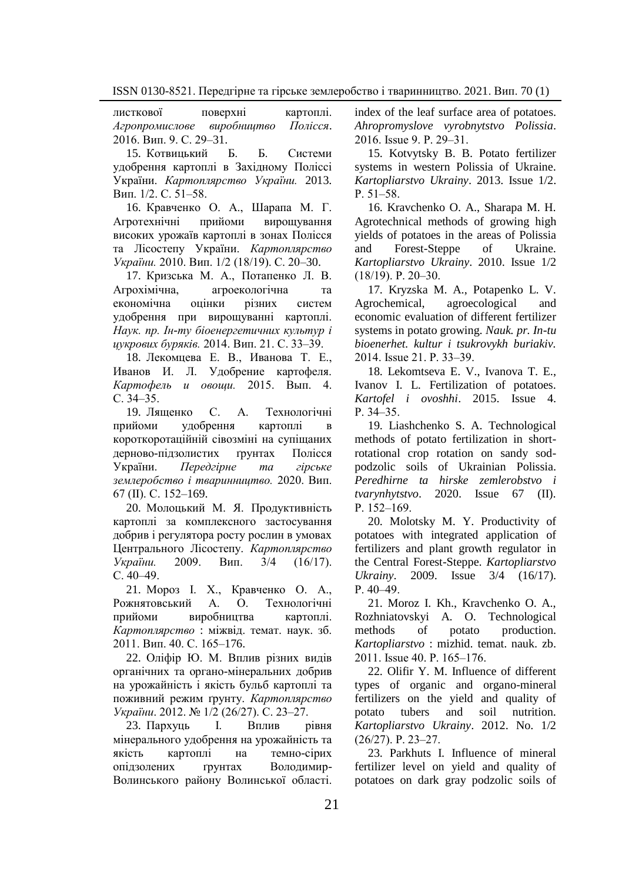листкової поверхні картоплі. *Агропромислове виробництво Полісся*. 2016. Вип. 9. С. 29–31.

15. Котвицький Б. Б. Системи удобрення картоплі в Західному Поліссі України. *Картоплярство України.* 2013. Вип. 1/2. С. 51–58.

16. Кравченко О. А., Шарапа М. Г. Агротехнічні прийоми вирощування високих урожаїв картоплі в зонах Полісся та Лісостепу України. *Картоплярство України.* 2010. Вип. 1/2 (18/19). С. 20–30.

17. Кризська М. А., Потапенко Л. В. Агрохімічна, агроекологічна та економічна оцінки різних систем удобрення при вирощуванні картоплі. *Наук. пр. Ін-ту біоенергетичних культур і цукрових буряків.* 2014. Вип. 21. С. 33–39.

18. Лекомцева Е. В., Иванова Т. Е., Иванов И. Л. Удобрение картофеля. *Картофель и овощи.* 2015. Вып. 4. С. 34–35.

19. Лященко С. А. Технологічні прийоми удобрення картоплі в короткоротаційній сівозміні на супіщаних дерново-підзолистих ґрунтах Полісся України. *Передгірне та гірське землеробство і тваринництво.* 2020. Вип. 67 (II). С. 152–169.

20. Молоцький М. Я. Продуктивність картоплі за комплексного застосування добрив і регулятора росту рослин в умовах Центрального Лісостепу. *Картоплярство України.* 2009. Вип. 3/4 (16/17). С. 40–49.

21. Мороз І. Х., Кравченко О. А., Рожнятовський А. О. Технологічні прийоми виробництва картоплі. *Картоплярство* : міжвід. темат. наук. зб. 2011. Вип. 40. С. 165–176.

22. Оліфір Ю. М. Вплив різних видів органічних та органо-мінеральних добрив на урожайність і якість бульб картоплі та поживний режим ґрунту. *Картоплярство України*. 2012. № 1/2 (26/27). С. 23–27.

23. Пархуць І. Вплив рівня мінерального удобрення на урожайність та якість картоплі на темно-сірих опідзолених ґрунтах Володимир-Волинського району Волинської області.

index of the leaf surface area of potatoes. *Ahropromyslove vyrobnytstvo Polissia*. 2016. Issue 9. P. 29–31.

15. Kotvytsky B. B. Potato fertilizer systems in western Polissia of Ukraine. *Kartopliarstvo Ukrainy*. 2013. Issue 1/2. P. 51–58.

16. Kravchenko O. A., Sharapa M. H. Agrotechnical methods of growing high yields of potatoes in the areas of Polissia and Forest-Steppe of Ukraine. *Kartopliarstvo Ukrainy*. 2010. Issue 1/2 (18/19). P. 20–30.

17. Kryzska M. A., Potapenko L. V. Agrochemical, agroecological and economic evaluation of different fertilizer systems in potato growing. *Nauk. pr. In-tu bioenerhet. kultur i tsukrovykh buriakiv*. 2014. Issue 21. P. 33–39.

18. Lekomtseva E. V., Ivanova T. E., Ivanov I. L. Fertilization of potatoes. *Kartofel i ovoshhi*. 2015. Issue 4. P. 34–35.

19. Liashchenko S. A. Technological methods of potato fertilization in short-rotational crop rotation on sandy sod-podzolic soils of Ukrainian Polissia. *Peredhirne ta hirske zemlerobstvo i tvarynhytstvo*. 2020. Issue 67 (II). P. 152–169.

20. Molotsky M. Y. Productivity of potatoes with integrated application of fertilizers and plant growth regulator in the Central Forest-Steppe. *Kartopliarstvo Ukrainy*. 2009. Issue 3/4 (16/17). P. 40–49.

21. Moroz I. Kh., Kravchenko O. A., Rozhniatovskyi A. O. Technological methods of potato production. *Kartopliarstvo* : mizhid. temat. nauk. zb. 2011. Issue 40. P. 165–176.

22. Olifir Y. M. Influence of different types of organic and organo-mineral fertilizers on the yield and quality of potato tubers and soil nutrition. *Kartopliarstvo Ukrainy*. 2012. No. 1/2 (26/27). P. 23–27.

23. Parkhuts I. Influence of mineral fertilizer level on yield and quality of potatoes on dark gray podzolic soils of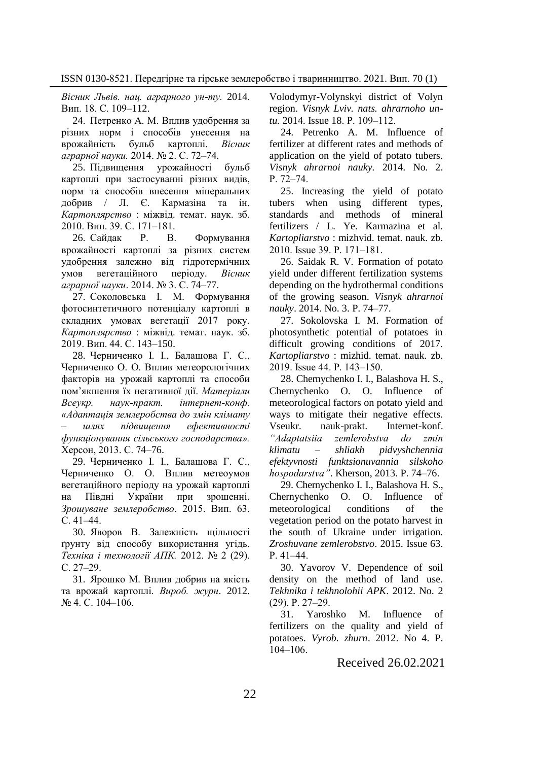*Вісник Львів. нац. аграрного ун-ту.* 2014. Вип. 18. С. 109–112.

24. Петренко А. М. Вплив удобрення за різних норм і способів унесення на врожайність бульб картоплі. *Вісник аграрної науки.* 2014. № 2. С. 72–74.

25. Підвищення урожайності бульб картоплі при застосуванні різних видів, норм та способів внесення мінеральних добрив / Л. Є. Кармазіна та ін. *Картоплярство* : міжвід. темат. наук. зб. 2010. Вип. 39. С. 171–181.

26. Сайдак Р. В. Формування врожайності картоплі за різних систем удобрення залежно від гідротермічних умов вегетаційного періоду. *Вісник аграрної науки*. 2014. № 3. С. 74–77.

27. Соколовська І. М. Формування фотосинтетичного потенціалу картоплі в складних умовах вегетації 2017 року. *Картоплярство* : міжвід. темат. наук. зб. 2019. Вип. 44. С. 143–150.

28. Черниченко І. І., Балашова Г. С., Черниченко О. О. Вплив метеорологічних факторів на урожай картоплі та способи пом'якшення їх негативної дії. *Матеріали Всеукр. наук-практ. інтернет-конф. «Адаптація землеробства до змін клімату – шлях підвищення ефективності функціонування сільського господарства».* Херсон, 2013. С. 74–76.

29. Черниченко І. І., Балашова Г. С., Черниченко О. О. Вплив метеоумов вегетаційного періоду на урожай картоплі на Півдні України при зрошенні. *Зрошуване землеробство*. 2015. Вип. 63. С. 41–44.

30. Яворов В. Залежність щільності грунту від способу використання угідь. *Техніка і технології АПК.* 2012. № 2 (29). С. 27–29.

31. Ярошко М. Вплив добрив на якість та врожай картоплі. *Вироб. журн*. 2012. № 4. С. 104–106.

Volodymyr-Volynskyi district of Volyn region. *Visnyk Lviv. nats. ahrarnoho un-tu.* 2014. Issue 18. P. 109–112.

24. Petrenko A. M. Influence of fertilizer at different rates and methods of application on the yield of potato tubers. *Visnyk ahrarnoi nauky*. 2014. No. 2. P. 72–74.

25. Increasing the yield of potato tubers when using different types, standards and methods of mineral fertilizers / L. Ye. Karmazina et al. *Kartopliarstvo* : mizhvid. temat. nauk. zb. 2010. Issue 39. P. 171–181.

26. Saidak R. V. Formation of potato yield under different fertilization systems depending on the hydrothermal conditions of the growing season. *Visnyk ahrarnoi nauky*. 2014. No. 3. P. 74–77.

27. Sokolovska I. M. Formation of photosynthetic potential of potatoes in difficult growing conditions of 2017. *Kartopliarstvo* : mizhid. temat. nauk. zb. 2019. Issue 44. P. 143–150.

28. Chernychenko I. I., Balashova H. S., Chernychenko O. O. Influence of meteorological factors on potato yield and ways to mitigate their negative effects. Vseukr. nauk-prakt. Internet-konf. *"Adaptatsiia zemlerobstva do zmin klimatu – shliakh pidvyshchennia efektyvnosti funktsionuvannia silskoho hospodarstva"*. Kherson, 2013. P. 74–76.

29. Chernychenko I. I., Balashova H. S., Chernychenko O. O. Influence of meteorological conditions of the vegetation period on the potato harvest in the south of Ukraine under irrigation. *Zroshuvane zemlerobstvo*. 2015. Issue 63. P. 41–44.

30. Yavorov V. Dependence of soil density on the method of land use. *Tekhnika i tekhnolohii APK*. 2012. No. 2 (29). P. 27–29.

31. Yaroshko M. Influence of fertilizers on the quality and yield of potatoes. *Vyrob. zhurn*. 2012. No 4. P. 104–106.

Received 26.02.2021